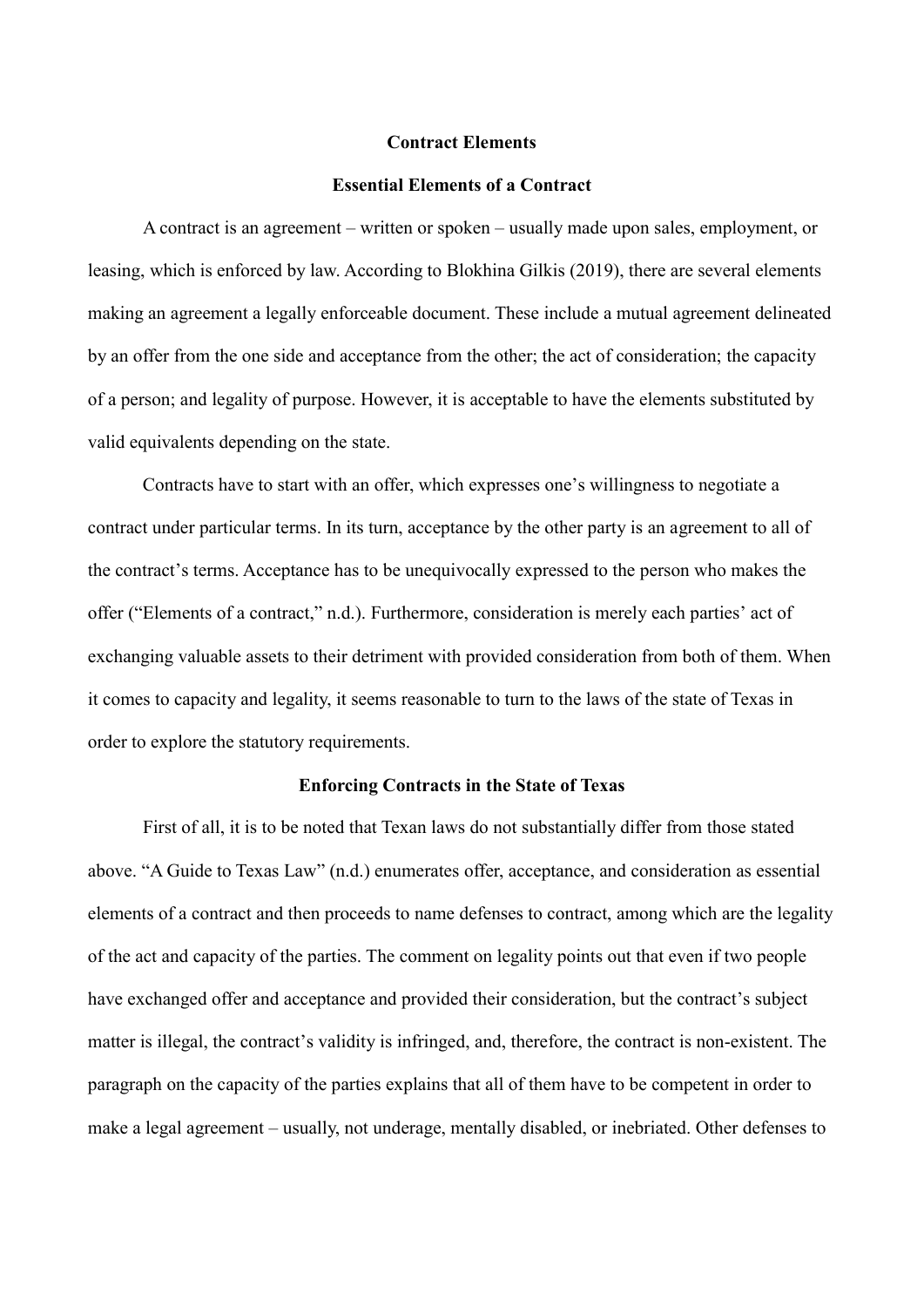# Contract Elements

## Essential Elements of a Contract

A contract is an agreement – written or spoken – usually made upon sales, employment, or leasing, which is enforced by law. According to Blokhina Gilkis (2019), there are several elements making an agreement a legally enforceable document. These include a mutual agreement delineated by an offer from the one side and acceptance from the other; the act of consideration; the capacity of a person; and legality of purpose. However, it is acceptable to have the elements substituted by valid equivalents depending on the state.

Contracts have to start with an offer, which expresses one's willingness to negotiate a contract under particular terms. In its turn, acceptance by the other party is an agreement to all of the contract's terms. Acceptance has to be unequivocally expressed to the person who makes the offer ("Elements of a contract," n.d.). Furthermore, consideration is merely each parties' act of exchanging valuable assets to their detriment with provided consideration from both of them. When it comes to capacity and legality, it seems reasonable to turn to the laws of the state of Texas in order to explore the statutory requirements.

## Enforcing Contracts in the State of Texas

First of all, it is to be noted that Texan laws do not substantially differ from those stated above. "A Guide to Texas Law" (n.d.) enumerates offer, acceptance, and consideration as essential elements of a contract and then proceeds to name defenses to contract, among which are the legality of the act and capacity of the parties. The comment on legality points out that even if two people have exchanged offer and acceptance and provided their consideration, but the contract's subject matter is illegal, the contract's validity is infringed, and, therefore, the contract is non-existent. The paragraph on the capacity of the parties explains that all of them have to be competent in order to make a legal agreement – usually, not underage, mentally disabled, or inebriated. Other defenses to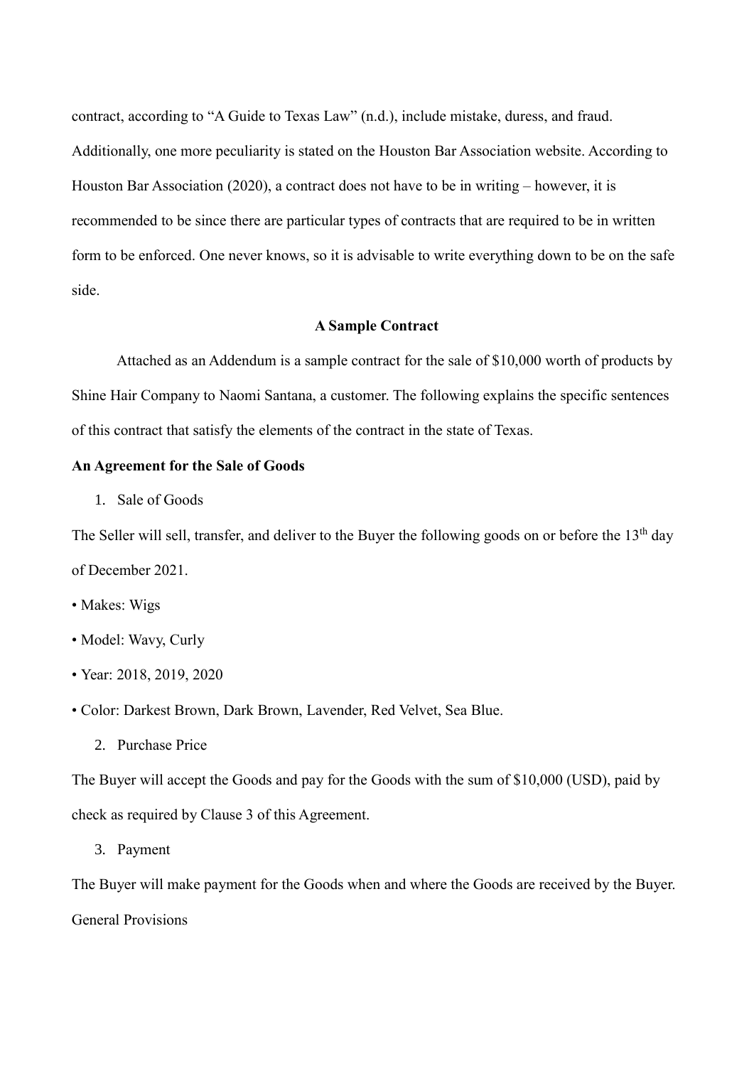contract, according to "A Guide to Texas Law" (n.d.), include mistake, duress, and fraud. Additionally, one more peculiarity is stated on the Houston Bar Association website. According to Houston Bar Association (2020), a contract does not have to be in writing – however, it is recommended to be since there are particular types of contracts that are required to be in written form to be enforced. One never knows, so it is advisable to write everything down to be on the safe side.

## A Sample Contract

Attached as an Addendum is a sample contract for the sale of $10,000 worth of products by Shine Hair Company to Naomi Santana, a customer. The following explains the specific sentences of this contract that satisfy the elements of the contract in the state of Texas.

### An Agreement for the Sale of Goods

1. Sale of Goods

The Seller will sell, transfer, and deliver to the Buyer the following goods on or before the 13th day of December 2021.

- Makes: Wigs
- Model: Wavy, Curly
- Year: 2018, 2019, 2020
- Color: Darkest Brown, Dark Brown, Lavender, Red Velvet, Sea Blue.

2. Purchase Price

The Buyer will accept the Goods and pay for the Goods with the sum of $10,000 (USD), paid by check as required by Clause 3 of this Agreement.

3. Payment

The Buyer will make payment for the Goods when and where the Goods are received by the Buyer.

General Provisions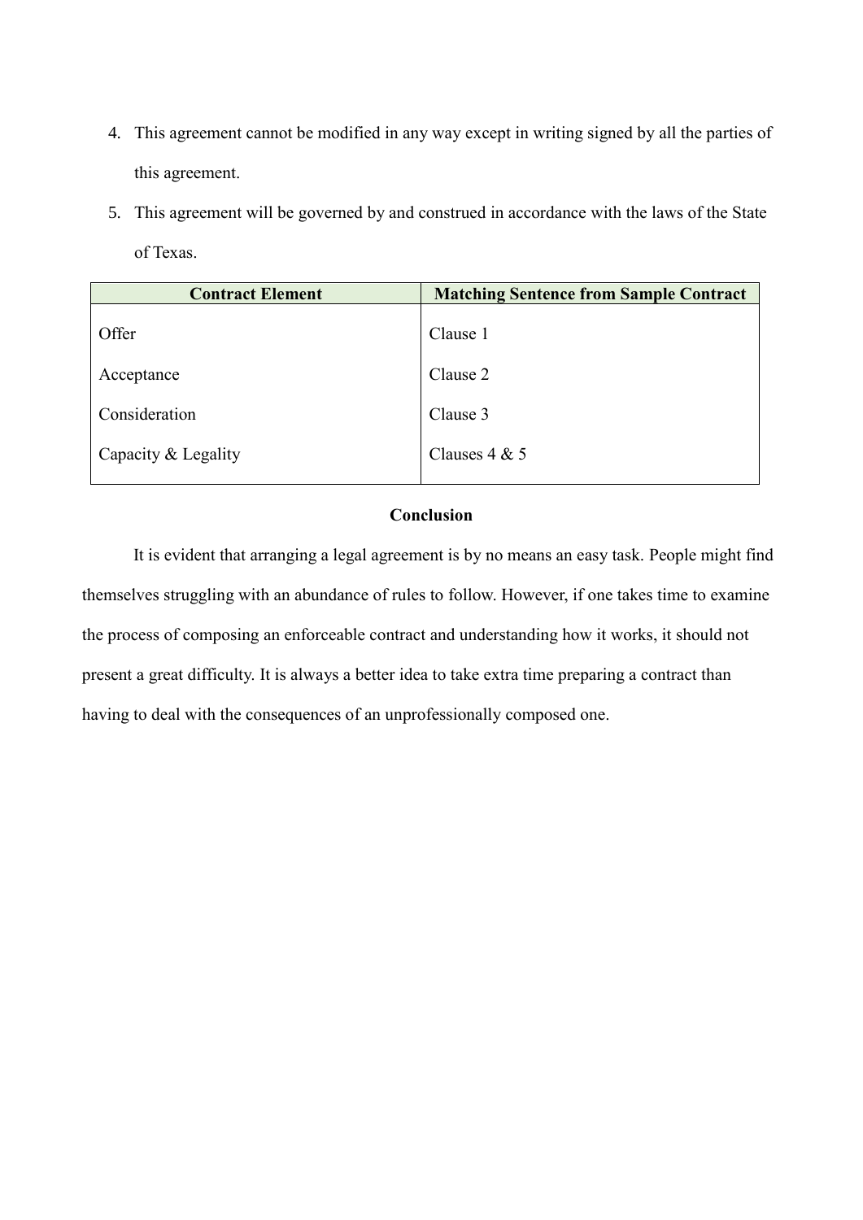4. This agreement cannot be modified in any way except in writing signed by all the parties of this agreement.
5. This agreement will be governed by and construed in accordance with the laws of the State of Texas.

| Contract Element | Matching Sentence from Sample Contract |
|---|---|
| Offer | Clause 1 |
| Acceptance | Clause 2 |
| Consideration | Clause 3 |
| Capacity & Legality | Clauses 4 & 5 |

## Conclusion

It is evident that arranging a legal agreement is by no means an easy task. People might find themselves struggling with an abundance of rules to follow. However, if one takes time to examine the process of composing an enforceable contract and understanding how it works, it should not present a great difficulty. It is always a better idea to take extra time preparing a contract than having to deal with the consequences of an unprofessionally composed one.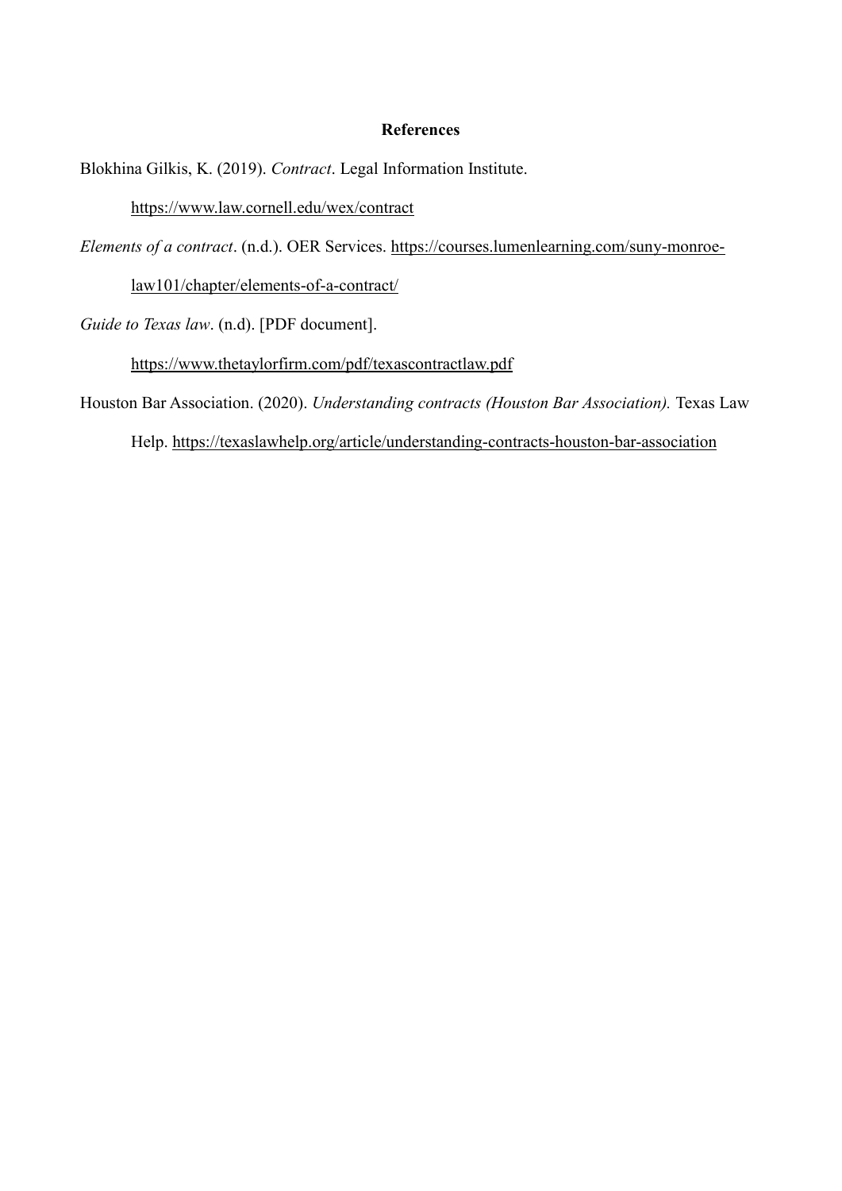## References

Blokhina Gilkis, K. (2019). *Contract*. Legal Information Institute. https://www.law.cornell.edu/wex/contract

*Elements of a contract*. (n.d.). OER Services. https://courses.lumenlearning.com/suny-monroe-law101/chapter/elements-of-a-contract/

*Guide to Texas law*. (n.d). [PDF document]. https://www.thetaylorfirm.com/pdf/texascontractlaw.pdf

Houston Bar Association. (2020). *Understanding contracts (Houston Bar Association).* Texas Law Help. https://texaslawhelp.org/article/understanding-contracts-houston-bar-association